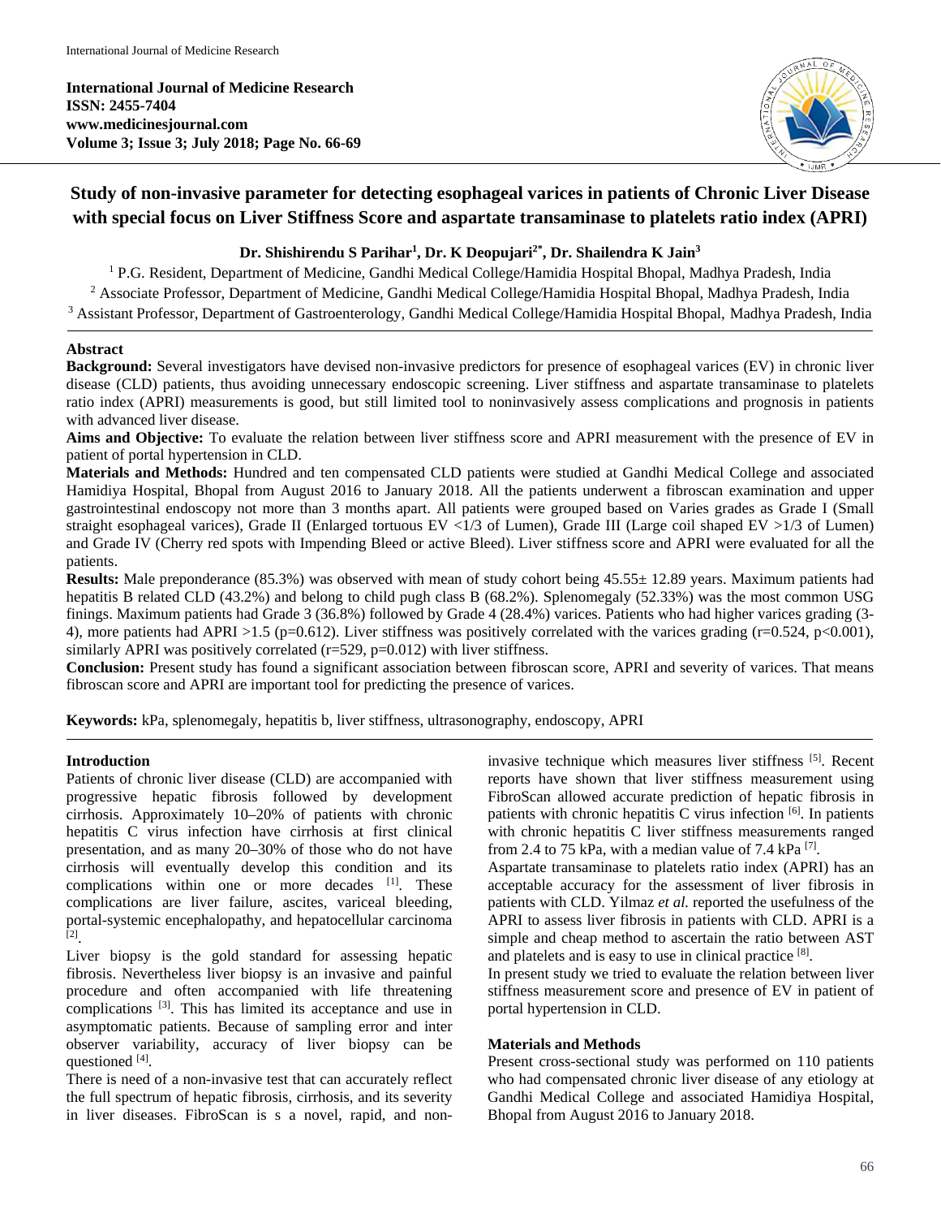**International Journal of Medicine Research**
**ISSN: 2455-7404**
**www.medicinesjournal.com**
**Volume 3; Issue 3; July 2018; Page No. 66-69**

# Study of non-invasive parameter for detecting esophageal varices in patients of Chronic Liver Disease with special focus on Liver Stiffness Score and aspartate transaminase to platelets ratio index (APRI)

**Dr. Shishirendu S Parihar[1], Dr. K Deopujari[2*], Dr. Shailendra K Jain[3]**

[1] P.G. Resident, Department of Medicine, Gandhi Medical College/Hamidia Hospital Bhopal, Madhya Pradesh, India
[2] Associate Professor, Department of Medicine, Gandhi Medical College/Hamidia Hospital Bhopal, Madhya Pradesh, India
[3] Assistant Professor, Department of Gastroenterology, Gandhi Medical College/Hamidia Hospital Bhopal, Madhya Pradesh, India

## Abstract

**Background:** Several investigators have devised non-invasive predictors for presence of esophageal varices (EV) in chronic liver disease (CLD) patients, thus avoiding unnecessary endoscopic screening. Liver stiffness and aspartate transaminase to platelets ratio index (APRI) measurements is good, but still limited tool to noninvasively assess complications and prognosis in patients with advanced liver disease.

**Aims and Objective:** To evaluate the relation between liver stiffness score and APRI measurement with the presence of EV in patient of portal hypertension in CLD.

**Materials and Methods:** Hundred and ten compensated CLD patients were studied at Gandhi Medical College and associated Hamidiya Hospital, Bhopal from August 2016 to January 2018. All the patients underwent a fibroscan examination and upper gastrointestinal endoscopy not more than 3 months apart. All patients were grouped based on Varies grades as Grade I (Small straight esophageal varices), Grade II (Enlarged tortuous EV <1/3 of Lumen), Grade III (Large coil shaped EV >1/3 of Lumen) and Grade IV (Cherry red spots with Impending Bleed or active Bleed). Liver stiffness score and APRI were evaluated for all the patients.

**Results:** Male preponderance (85.3%) was observed with mean of study cohort being 45.55± 12.89 years. Maximum patients had hepatitis B related CLD (43.2%) and belong to child pugh class B (68.2%). Splenomegaly (52.33%) was the most common USG finings. Maximum patients had Grade 3 (36.8%) followed by Grade 4 (28.4%) varices. Patients who had higher varices grading (3-4), more patients had APRI >1.5 ($p=0.612$). Liver stiffness was positively correlated with the varices grading ($r=0.524$, $p<0.001$), similarly APRI was positively correlated ($r=529$, $p=0.012$) with liver stiffness.

**Conclusion:** Present study has found a significant association between fibroscan score, APRI and severity of varices. That means fibroscan score and APRI are important tool for predicting the presence of varices.

**Keywords:** kPa, splenomegaly, hepatitis b, liver stiffness, ultrasonography, endoscopy, APRI

## Introduction

Patients of chronic liver disease (CLD) are accompanied with progressive hepatic fibrosis followed by development cirrhosis. Approximately 10–20% of patients with chronic hepatitis C virus infection have cirrhosis at first clinical presentation, and as many 20–30% of those who do not have cirrhosis will eventually develop this condition and its complications within one or more decades [1]. These complications are liver failure, ascites, variceal bleeding, portal-systemic encephalopathy, and hepatocellular carcinoma [2].

Liver biopsy is the gold standard for assessing hepatic fibrosis. Nevertheless liver biopsy is an invasive and painful procedure and often accompanied with life threatening complications [3]. This has limited its acceptance and use in asymptomatic patients. Because of sampling error and inter observer variability, accuracy of liver biopsy can be questioned [4].

There is need of a non-invasive test that can accurately reflect the full spectrum of hepatic fibrosis, cirrhosis, and its severity in liver diseases. FibroScan is s a novel, rapid, and non-invasive technique which measures liver stiffness [5]. Recent reports have shown that liver stiffness measurement using FibroScan allowed accurate prediction of hepatic fibrosis in patients with chronic hepatitis C virus infection [6]. In patients with chronic hepatitis C liver stiffness measurements ranged from 2.4 to 75 kPa, with a median value of 7.4 kPa [7].

Aspartate transaminase to platelets ratio index (APRI) has an acceptable accuracy for the assessment of liver fibrosis in patients with CLD. Yilmaz *et al.* reported the usefulness of the APRI to assess liver fibrosis in patients with CLD. APRI is a simple and cheap method to ascertain the ratio between AST and platelets and is easy to use in clinical practice [8].

In present study we tried to evaluate the relation between liver stiffness measurement score and presence of EV in patient of portal hypertension in CLD.

## Materials and Methods

Present cross-sectional study was performed on 110 patients who had compensated chronic liver disease of any etiology at Gandhi Medical College and associated Hamidiya Hospital, Bhopal from August 2016 to January 2018.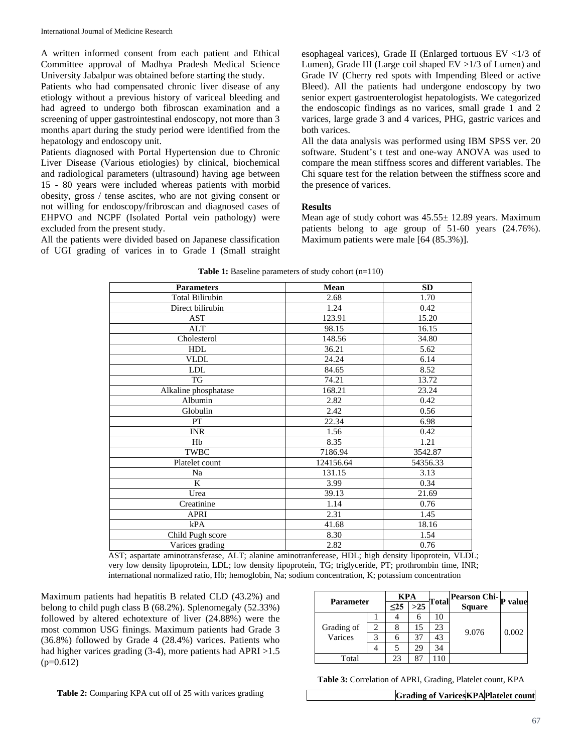A written informed consent from each patient and Ethical Committee approval of Madhya Pradesh Medical Science University Jabalpur was obtained before starting the study.

Patients who had compensated chronic liver disease of any etiology without a previous history of variceal bleeding and had agreed to undergo both fibroscan examination and a screening of upper gastrointestinal endoscopy, not more than 3 months apart during the study period were identified from the hepatology and endoscopy unit.

Patients diagnosed with Portal Hypertension due to Chronic Liver Disease (Various etiologies) by clinical, biochemical and radiological parameters (ultrasound) having age between 15 - 80 years were included whereas patients with morbid obesity, gross / tense ascites, who are not giving consent or not willing for endoscopy/fribroscan and diagnosed cases of EHPVO and NCPF (Isolated Portal vein pathology) were excluded from the present study.

All the patients were divided based on Japanese classification of UGI grading of varices in to Grade I (Small straight esophageal varices), Grade II (Enlarged tortuous EV <1/3 of Lumen), Grade III (Large coil shaped EV >1/3 of Lumen) and Grade IV (Cherry red spots with Impending Bleed or active Bleed). All the patients had undergone endoscopy by two senior expert gastroenterologist hepatologists. We categorized the endoscopic findings as no varices, small grade 1 and 2 varices, large grade 3 and 4 varices, PHG, gastric varices and both varices.

All the data analysis was performed using IBM SPSS ver. 20 software. Student's t test and one-way ANOVA was used to compare the mean stiffness scores and different variables. The Chi square test for the relation between the stiffness score and the presence of varices.

## Results

Mean age of study cohort was 45.55± 12.89 years. Maximum patients belong to age group of 51-60 years (24.76%). Maximum patients were male [64 (85.3%)].

**Table 1:** Baseline parameters of study cohort (n=110)

| Parameters | Mean | SD |
|---|---|---|
| Total Bilirubin | 2.68 | 1.70 |
| Direct bilirubin | 1.24 | 0.42 |
| AST | 123.91 | 15.20 |
| ALT | 98.15 | 16.15 |
| Cholesterol | 148.56 | 34.80 |
| HDL | 36.21 | 5.62 |
| VLDL | 24.24 | 6.14 |
| LDL | 84.65 | 8.52 |
| TG | 74.21 | 13.72 |
| Alkaline phosphatase | 168.21 | 23.24 |
| Albumin | 2.82 | 0.42 |
| Globulin | 2.42 | 0.56 |
| PT | 22.34 | 6.98 |
| INR | 1.56 | 0.42 |
| Hb | 8.35 | 1.21 |
| TWBC | 7186.94 | 3542.87 |
| Platelet count | 124156.64 | 54356.33 |
| Na | 131.15 | 3.13 |
| K | 3.99 | 0.34 |
| Urea | 39.13 | 21.69 |
| Creatinine | 1.14 | 0.76 |
| APRI | 2.31 | 1.45 |
| kPA | 41.68 | 18.16 |
| Child Pugh score | 8.30 | 1.54 |
| Varices grading | 2.82 | 0.76 |

AST; aspartate aminotransferase, ALT; alanine aminotranferease, HDL; high density lipoprotein, VLDL; very low density lipoprotein, LDL; low density lipoprotein, TG; triglyceride, PT; prothrombin time, INR; international normalized ratio, Hb; hemoglobin, Na; sodium concentration, K; potassium concentration

Maximum patients had hepatitis B related CLD (43.2%) and belong to child pugh class B (68.2%). Splenomegaly (52.33%) followed by altered echotexture of liver (24.88%) were the most common USG finings. Maximum patients had Grade 3 (36.8%) followed by Grade 4 (28.4%) varices. Patients who had higher varices grading (3-4), more patients had APRI >1.5 (p=0.612)

**Table 2:** Comparing KPA cut off of 25 with varices grading

| Parameter | | KPA | | Total | Pearson Chi-Square | P value |
|---|---|---|---|---|---|---|
| | | ≤25 | >25 | | | |
| Grading of Varices | 1 | 4 | 6 | 10 | 9.076 | 0.002 |
| | 2 | 8 | 15 | 23 | | |
| | 3 | 6 | 37 | 43 | | |
| | 4 | 5 | 29 | 34 | | |
| Total | | 23 | 87 | 110 | | |

**Table 3:** Correlation of APRI, Grading, Platelet count, KPA

| | Grading of Varices | KPA | Platelet count |
|---|---|---|---|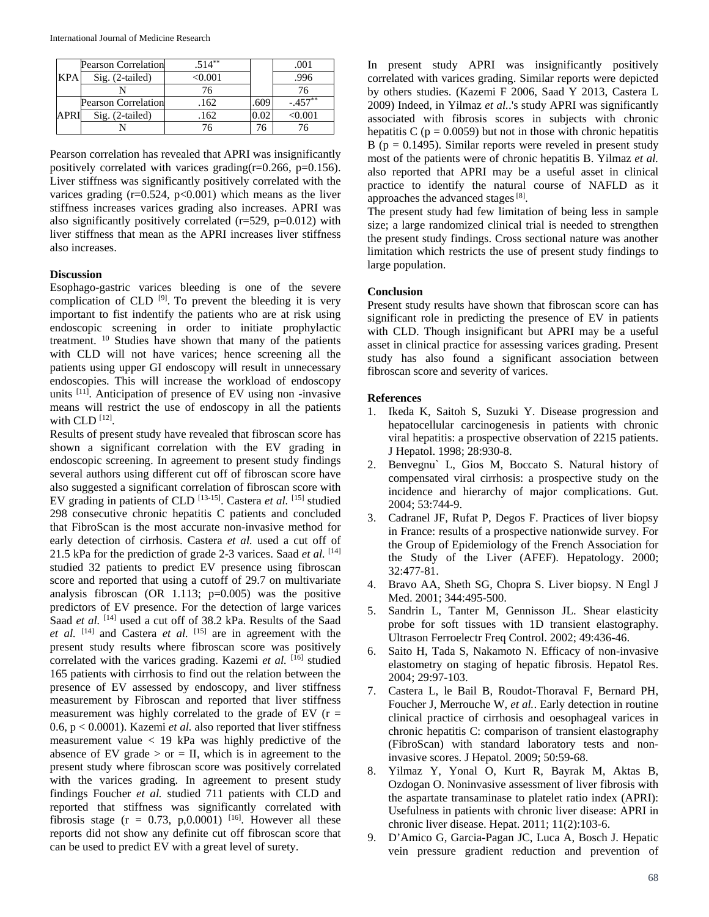| | | | | |
|---|---|---|---|---|
| KPA | Pearson Correlation | .514** | | .001 |
| | Sig. (2-tailed) | <0.001 | | .996 |
| | N | 76 | | 76 |
| APRI | Pearson Correlation | .162 | .609 | -.457** |
| | Sig. (2-tailed) | .162 | 0.02 | <0.001 |
| | N | 76 | 76 | 76 |

Pearson correlation has revealed that APRI was insignificantly positively correlated with varices grading(r=0.266, p=0.156). Liver stiffness was significantly positively correlated with the varices grading (r=0.524, p<0.001) which means as the liver stiffness increases varices grading also increases. APRI was also significantly positively correlated (r=529, p=0.012) with liver stiffness that mean as the APRI increases liver stiffness also increases.

## Discussion

Esophago-gastric varices bleeding is one of the severe complication of CLD [9]. To prevent the bleeding it is very important to fist indentify the patients who are at risk using endoscopic screening in order to initiate prophylactic treatment. [10] Studies have shown that many of the patients with CLD will not have varices; hence screening all the patients using upper GI endoscopy will result in unnecessary endoscopies. This will increase the workload of endoscopy units [11]. Anticipation of presence of EV using non -invasive means will restrict the use of endoscopy in all the patients with CLD [12].

Results of present study have revealed that fibroscan score has shown a significant correlation with the EV grading in endoscopic screening. In agreement to present study findings several authors using different cut off of fibroscan score have also suggested a significant correlation of fibroscan score with EV grading in patients of CLD [13-15]. Castera *et al.* [15] studied 298 consecutive chronic hepatitis C patients and concluded that FibroScan is the most accurate non-invasive method for early detection of cirrhosis. Castera *et al.* used a cut off of 21.5 kPa for the prediction of grade 2-3 varices. Saad *et al.* [14] studied 32 patients to predict EV presence using fibroscan score and reported that using a cutoff of 29.7 on multivariate analysis fibroscan (OR 1.113; p=0.005) was the positive predictors of EV presence. For the detection of large varices Saad *et al.* [14] used a cut off of 38.2 kPa. Results of the Saad *et al.* [14] and Castera *et al.* [15] are in agreement with the present study results where fibroscan score was positively correlated with the varices grading. Kazemi *et al.* [16] studied 165 patients with cirrhosis to find out the relation between the presence of EV assessed by endoscopy, and liver stiffness measurement by Fibroscan and reported that liver stiffness measurement was highly correlated to the grade of EV (r = 0.6, p < 0.0001). Kazemi *et al.* also reported that liver stiffness measurement value < 19 kPa was highly predictive of the absence of EV grade > or = II, which is in agreement to the present study where fibroscan score was positively correlated with the varices grading. In agreement to present study findings Foucher *et al.* studied 711 patients with CLD and reported that stiffness was significantly correlated with fibrosis stage (r = 0.73, p,0.0001) [16]. However all these reports did not show any definite cut off fibroscan score that can be used to predict EV with a great level of surety.

In present study APRI was insignificantly positively correlated with varices grading. Similar reports were depicted by others studies. (Kazemi F 2006, Saad Y 2013, Castera L 2009) Indeed, in Yilmaz *et al.*.'s study APRI was significantly associated with fibrosis scores in subjects with chronic hepatitis C (p = 0.0059) but not in those with chronic hepatitis B (p = 0.1495). Similar reports were reveled in present study most of the patients were of chronic hepatitis B. Yilmaz *et al.* also reported that APRI may be a useful asset in clinical practice to identify the natural course of NAFLD as it approaches the advanced stages [8].

The present study had few limitation of being less in sample size; a large randomized clinical trial is needed to strengthen the present study findings. Cross sectional nature was another limitation which restricts the use of present study findings to large population.

## Conclusion

Present study results have shown that fibroscan score can has significant role in predicting the presence of EV in patients with CLD. Though insignificant but APRI may be a useful asset in clinical practice for assessing varices grading. Present study has also found a significant association between fibroscan score and severity of varices.

## References

1. Ikeda K, Saitoh S, Suzuki Y. Disease progression and hepatocellular carcinogenesis in patients with chronic viral hepatitis: a prospective observation of 2215 patients. J Hepatol. 1998; 28:930-8.
2. Benvegnu` L, Gios M, Boccato S. Natural history of compensated viral cirrhosis: a prospective study on the incidence and hierarchy of major complications. Gut. 2004; 53:744-9.
3. Cadranel JF, Rufat P, Degos F. Practices of liver biopsy in France: results of a prospective nationwide survey. For the Group of Epidemiology of the French Association for the Study of the Liver (AFEF). Hepatology. 2000; 32:477-81.
4. Bravo AA, Sheth SG, Chopra S. Liver biopsy. N Engl J Med. 2001; 344:495-500.
5. Sandrin L, Tanter M, Gennisson JL. Shear elasticity probe for soft tissues with 1D transient elastography. Ultrason Ferroelectr Freq Control. 2002; 49:436-46.
6. Saito H, Tada S, Nakamoto N. Efficacy of non-invasive elastometry on staging of hepatic fibrosis. Hepatol Res. 2004; 29:97-103.
7. Castera L, le Bail B, Roudot-Thoraval F, Bernard PH, Foucher J, Merrouche W, *et al.*. Early detection in routine clinical practice of cirrhosis and oesophageal varices in chronic hepatitis C: comparison of transient elastography (FibroScan) with standard laboratory tests and non-invasive scores. J Hepatol. 2009; 50:59-68.
8. Yilmaz Y, Yonal O, Kurt R, Bayrak M, Aktas B, Ozdogan O. Noninvasive assessment of liver fibrosis with the aspartate transaminase to platelet ratio index (APRI): Usefulness in patients with chronic liver disease: APRI in chronic liver disease. Hepat. 2011; 11(2):103-6.
9. D'Amico G, Garcia-Pagan JC, Luca A, Bosch J. Hepatic vein pressure gradient reduction and prevention of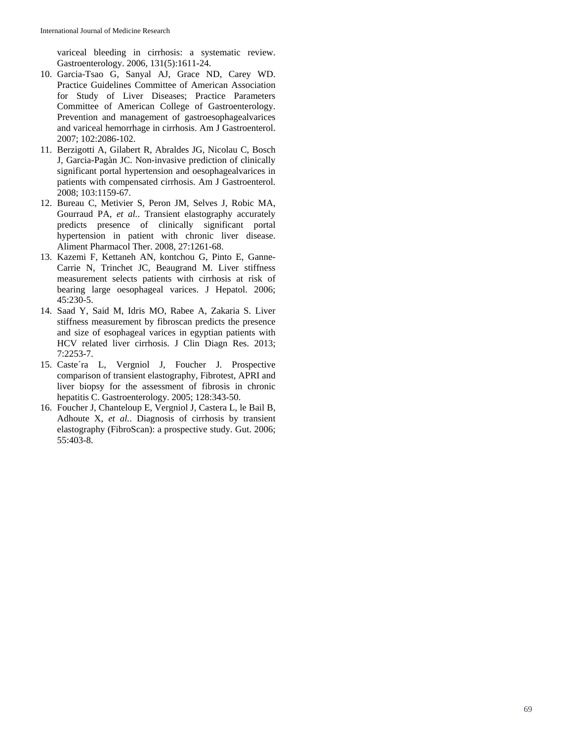variceal bleeding in cirrhosis: a systematic review. Gastroenterology. 2006, 131(5):1611-24.

10. Garcia-Tsao G, Sanyal AJ, Grace ND, Carey WD. Practice Guidelines Committee of American Association for Study of Liver Diseases; Practice Parameters Committee of American College of Gastroenterology. Prevention and management of gastroesophagealvarices and variceal hemorrhage in cirrhosis. Am J Gastroenterol. 2007; 102:2086-102.
11. Berzigotti A, Gilabert R, Abraldes JG, Nicolau C, Bosch J, Garcia-Pagàn JC. Non-invasive prediction of clinically significant portal hypertension and oesophagealvarices in patients with compensated cirrhosis. Am J Gastroenterol. 2008; 103:1159-67.
12. Bureau C, Metivier S, Peron JM, Selves J, Robic MA, Gourraud PA, *et al.*. Transient elastography accurately predicts presence of clinically significant portal hypertension in patient with chronic liver disease. Aliment Pharmacol Ther. 2008, 27:1261-68.
13. Kazemi F, Kettaneh AN, kontchou G, Pinto E, Ganne-Carrie N, Trinchet JC, Beaugrand M. Liver stiffness measurement selects patients with cirrhosis at risk of bearing large oesophageal varices. J Hepatol. 2006; 45:230-5.
14. Saad Y, Said M, Idris MO, Rabee A, Zakaria S. Liver stiffness measurement by fibroscan predicts the presence and size of esophageal varices in egyptian patients with HCV related liver cirrhosis. J Clin Diagn Res. 2013; 7:2253-7.
15. Caste´ra L, Vergniol J, Foucher J. Prospective comparison of transient elastography, Fibrotest, APRI and liver biopsy for the assessment of fibrosis in chronic hepatitis C. Gastroenterology. 2005; 128:343-50.
16. Foucher J, Chanteloup E, Vergniol J, Castera L, le Bail B, Adhoute X, *et al.*. Diagnosis of cirrhosis by transient elastography (FibroScan): a prospective study. Gut. 2006; 55:403-8.